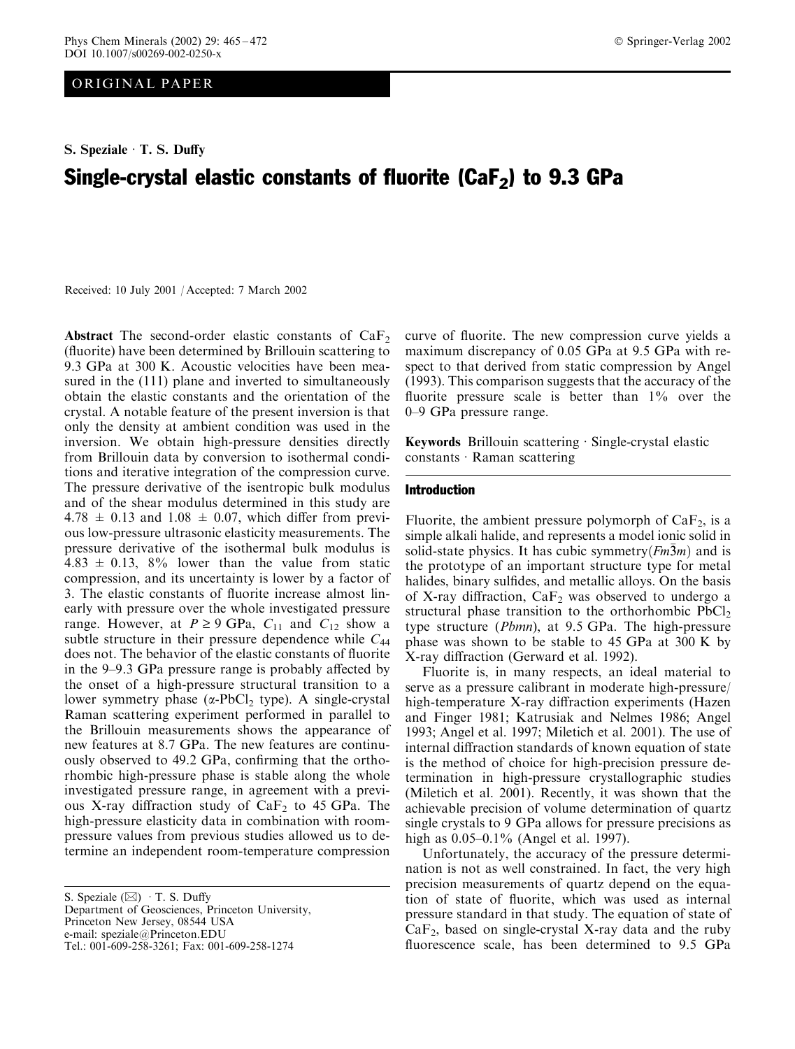ORIGINAL PAPER

**S. Speziale · T. S. Duffy**

# Single-crystal elastic constants of fluorite ($CaF_2$) to 9.3 GPa

Received: 10 July 2001 / Accepted: 7 March 2002

**Abstract** The second-order elastic constants of $CaF_2$ (fluorite) have been determined by Brillouin scattering to 9.3 GPa at 300 K. Acoustic velocities have been measured in the (111) plane and inverted to simultaneously obtain the elastic constants and the orientation of the crystal. A notable feature of the present inversion is that only the density at ambient condition was used in the inversion. We obtain high-pressure densities directly from Brillouin data by conversion to isothermal conditions and iterative integration of the compression curve. The pressure derivative of the isentropic bulk modulus and of the shear modulus determined in this study are $4.78 \pm 0.13$ and $1.08 \pm 0.07$, which differ from previous low-pressure ultrasonic elasticity measurements. The pressure derivative of the isothermal bulk modulus is $4.83 \pm 0.13$, 8% lower than the value from static compression, and its uncertainty is lower by a factor of 3. The elastic constants of fluorite increase almost linearly with pressure over the whole investigated pressure range. However, at $P \geq 9$ GPa, $C_{11}$ and $C_{12}$ show a subtle structure in their pressure dependence while $C_{44}$ does not. The behavior of the elastic constants of fluorite in the 9–9.3 GPa pressure range is probably affected by the onset of a high-pressure structural transition to a lower symmetry phase ($\alpha$-$PbCl_2$ type). A single-crystal Raman scattering experiment performed in parallel to the Brillouin measurements shows the appearance of new features at 8.7 GPa. The new features are continuously observed to 49.2 GPa, confirming that the orthorhombic high-pressure phase is stable along the whole investigated pressure range, in agreement with a previous X-ray diffraction study of $CaF_2$ to 45 GPa. The high-pressure elasticity data in combination with room-pressure values from previous studies allowed us to determine an independent room-temperature compression curve of fluorite. The new compression curve yields a maximum discrepancy of 0.05 GPa at 9.5 GPa with respect to that derived from static compression by Angel (1993). This comparison suggests that the accuracy of the fluorite pressure scale is better than 1% over the 0–9 GPa pressure range.

**Keywords** Brillouin scattering · Single-crystal elastic constants · Raman scattering

S. Speziale (✉) · T. S. Duffy
Department of Geosciences, Princeton University,
Princeton New Jersey, 08544 USA
e-mail: speziale@Princeton.EDU
Tel.: 001-609-258-3261; Fax: 001-609-258-1274

## Introduction

Fluorite, the ambient pressure polymorph of $CaF_2$, is a simple alkali halide, and represents a model ionic solid in solid-state physics. It has cubic symmetry($Fm\bar{3}m$) and is the prototype of an important structure type for metal halides, binary sulfides, and metallic alloys. On the basis of X-ray diffraction, $CaF_2$ was observed to undergo a structural phase transition to the orthorhombic $PbCl_2$ type structure (*Pbmn*), at 9.5 GPa. The high-pressure phase was shown to be stable to 45 GPa at 300 K by X-ray diffraction (Gerward et al. 1992).

Fluorite is, in many respects, an ideal material to serve as a pressure calibrant in moderate high-pressure/high-temperature X-ray diffraction experiments (Hazen and Finger 1981; Katrusiak and Nelmes 1986; Angel 1993; Angel et al. 1997; Miletich et al. 2001). The use of internal diffraction standards of known equation of state is the method of choice for high-precision pressure determination in high-pressure crystallographic studies (Miletich et al. 2001). Recently, it was shown that the achievable precision of volume determination of quartz single crystals to 9 GPa allows for pressure precisions as high as 0.05–0.1% (Angel et al. 1997).

Unfortunately, the accuracy of the pressure determination is not as well constrained. In fact, the very high precision measurements of quartz depend on the equation of state of fluorite, which was used as internal pressure standard in that study. The equation of state of $CaF_2$, based on single-crystal X-ray data and the ruby fluorescence scale, has been determined to 9.5 GPa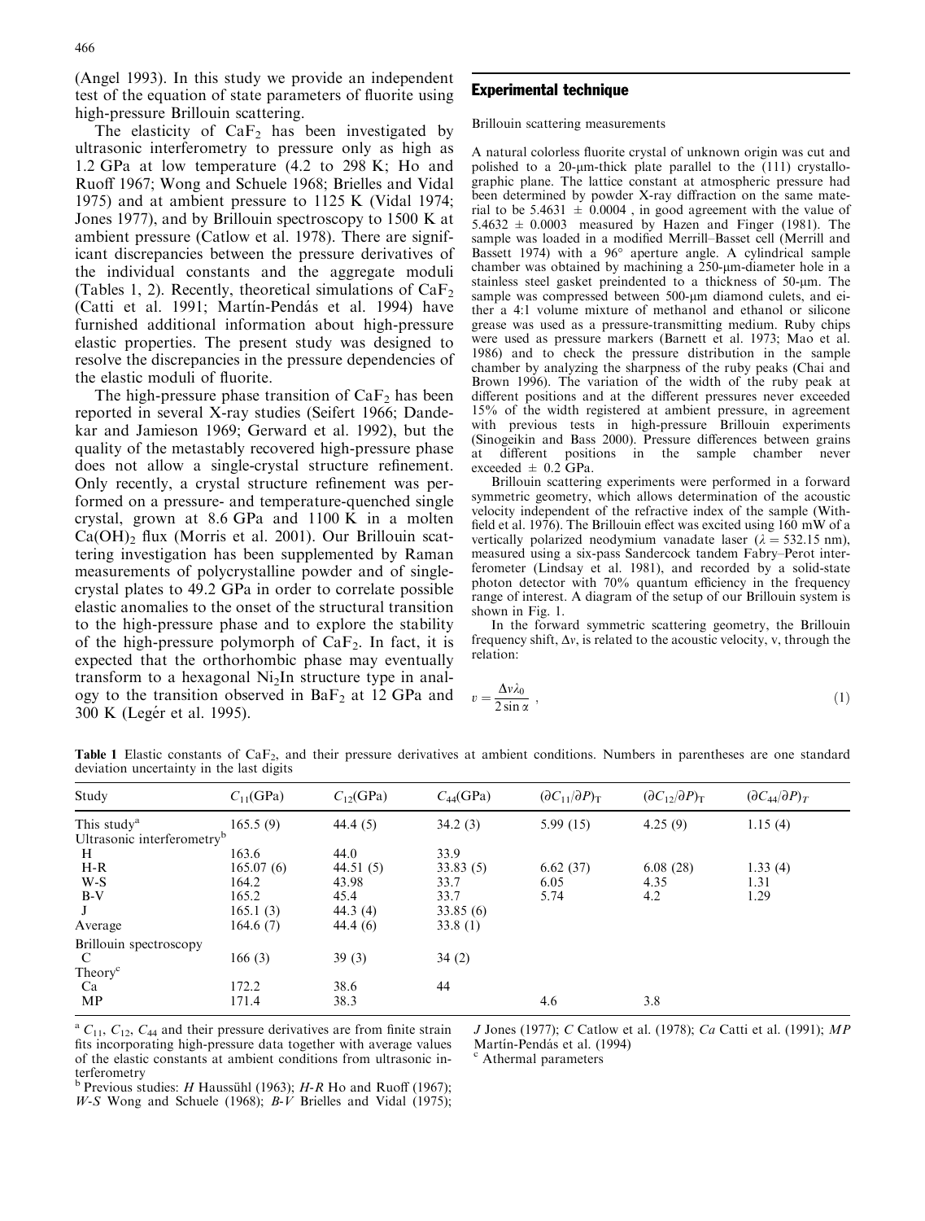(Angel 1993). In this study we provide an independent test of the equation of state parameters of fluorite using high-pressure Brillouin scattering.

The elasticity of $CaF_2$ has been investigated by ultrasonic interferometry to pressure only as high as 1.2 GPa at low temperature (4.2 to 298 K; Ho and Ruoff 1967; Wong and Schuele 1968; Brielles and Vidal 1975) and at ambient pressure to 1125 K (Vidal 1974; Jones 1977), and by Brillouin spectroscopy to 1500 K at ambient pressure (Catlow et al. 1978). There are significant discrepancies between the pressure derivatives of the individual constants and the aggregate moduli (Tables 1, 2). Recently, theoretical simulations of $CaF_2$ (Catti et al. 1991; Martín-Pendás et al. 1994) have furnished additional information about high-pressure elastic properties. The present study was designed to resolve the discrepancies in the pressure dependencies of the elastic moduli of fluorite.

The high-pressure phase transition of $CaF_2$ has been reported in several X-ray studies (Seifert 1966; Dandekar and Jamieson 1969; Gerward et al. 1992), but the quality of the metastably recovered high-pressure phase does not allow a single-crystal structure refinement. Only recently, a crystal structure refinement was performed on a pressure- and temperature-quenched single crystal, grown at 8.6 GPa and 1100 K in a molten $Ca(OH)_2$ flux (Morris et al. 2001). Our Brillouin scattering investigation has been supplemented by Raman measurements of polycrystalline powder and of single-crystal plates to 49.2 GPa in order to correlate possible elastic anomalies to the onset of the structural transition to the high-pressure phase and to explore the stability of the high-pressure polymorph of $CaF_2$. In fact, it is expected that the orthorhombic phase may eventually transform to a hexagonal $Ni_2In$ structure type in analogy to the transition observed in $BaF_2$ at 12 GPa and 300 K (Legér et al. 1995).

## Experimental technique

### Brillouin scattering measurements

A natural colorless fluorite crystal of unknown origin was cut and polished to a 20-μm-thick plate parallel to the (111) crystallographic plane. The lattice constant at atmospheric pressure had been determined by powder X-ray diffraction on the same material to be 5.4631 ± 0.0004 , in good agreement with the value of 5.4632 ± 0.0003 measured by Hazen and Finger (1981). The sample was loaded in a modified Merrill–Basset cell (Merrill and Bassett 1974) with a 96° aperture angle. A cylindrical sample chamber was obtained by machining a 250-μm-diameter hole in a stainless steel gasket preindented to a thickness of 50-μm. The sample was compressed between 500-μm diamond culets, and either a 4:1 volume mixture of methanol and ethanol or silicone grease was used as a pressure-transmitting medium. Ruby chips were used as pressure markers (Barnett et al. 1973; Mao et al. 1986) and to check the pressure distribution in the sample chamber by analyzing the sharpness of the ruby peaks (Chai and Brown 1996). The variation of the width of the ruby peak at different positions and at the different pressures never exceeded 15% of the width registered at ambient pressure, in agreement with previous tests in high-pressure Brillouin experiments (Sinogeikin and Bass 2000). Pressure differences between grains at different positions in the sample chamber never exceeded ± 0.2 GPa.

Brillouin scattering experiments were performed in a forward symmetric geometry, which allows determination of the acoustic velocity independent of the refractive index of the sample (Withfield et al. 1976). The Brillouin effect was excited using 160 mW of a vertically polarized neodymium vanadate laser ($\lambda = 532.15$ nm), measured using a six-pass Sandercock tandem Fabry–Perot interferometer (Lindsay et al. 1981), and recorded by a solid-state photon detector with 70% quantum efficiency in the frequency range of interest. A diagram of the setup of our Brillouin system is shown in Fig. 1.

In the forward symmetric scattering geometry, the Brillouin frequency shift, $\Delta\nu$, is related to the acoustic velocity, v, through the relation:

$$v = \frac{\Delta\nu\lambda_0}{2\sin\alpha} \, , \tag{1}$$

**Table 1** Elastic constants of $CaF_2$, and their pressure derivatives at ambient conditions. Numbers in parentheses are one standard deviation uncertainty in the last digits

| Study | $C_{11}$(GPa) | $C_{12}$(GPa) | $C_{44}$(GPa) | $(\partial C_{11}/\partial P)_T$ | $(\partial C_{12}/\partial P)_T$ | $(\partial C_{44}/\partial P)_T$ |
|---|---|---|---|---|---|---|
| This study[a] | 165.5 (9) | 44.4 (5) | 34.2 (3) | 5.99 (15) | 4.25 (9) | 1.15 (4) |
| Ultrasonic interferometry[b] | | | | | | |
| H | 163.6 | 44.0 | 33.9 | | | |
| H-R | 165.07 (6) | 44.51 (5) | 33.83 (5) | 6.62 (37) | 6.08 (28) | 1.33 (4) |
| W-S | 164.2 | 43.98 | 33.7 | 6.05 | 4.35 | 1.31 |
| B-V | 165.2 | 45.4 | 33.7 | 5.74 | 4.2 | 1.29 |
| J | 165.1 (3) | 44.3 (4) | 33.85 (6) | | | |
| Average | 164.6 (7) | 44.4 (6) | 33.8 (1) | | | |
| Brillouin spectroscopy | | | | | | |
| C | 166 (3) | 39 (3) | 34 (2) | | | |
| Theory[c] | | | | | | |
| Ca | 172.2 | 38.6 | 44 | | | |
| MP | 171.4 | 38.3 | | 4.6 | 3.8 | |

[a] $C_{11}$, $C_{12}$, $C_{44}$ and their pressure derivatives are from finite strain fits incorporating high-pressure data together with average values of the elastic constants at ambient conditions from ultrasonic interferometry

[b] Previous studies: *H* Haussühl (1963); *H-R* Ho and Ruoff (1967); *W-S* Wong and Schuele (1968); *B-V* Brielles and Vidal (1975); *J* Jones (1977); *C* Catlow et al. (1978); *Ca* Catti et al. (1991); *MP* Martín-Pendás et al. (1994)

[c] Athermal parameters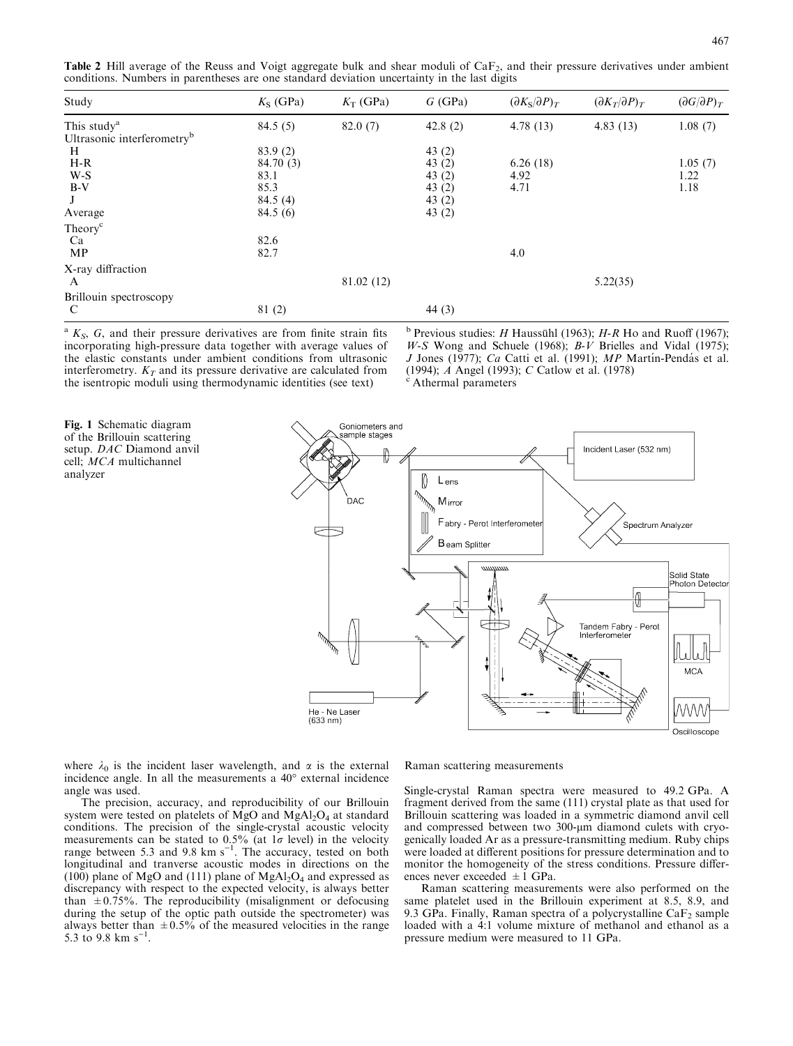**Table 2** Hill average of the Reuss and Voigt aggregate bulk and shear moduli of $CaF_2$, and their pressure derivatives under ambient conditions. Numbers in parentheses are one standard deviation uncertainty in the last digits

| Study | $K_S$ (GPa) | $K_T$ (GPa) | $G$ (GPa) | $(\partial K_S/\partial P)_T$ | $(\partial K_T/\partial P)_T$ | $(\partial G/\partial P)_T$ |
|---|---|---|---|---|---|---|
| This study[a] | 84.5 (5) | 82.0 (7) | 42.8 (2) | 4.78 (13) | 4.83 (13) | 1.08 (7) |
| Ultrasonic interferometry[b] | | | | | | |
| H | 83.9 (2) | | 43 (2) | | | |
| H-R | 84.70 (3) | | 43 (2) | 6.26 (18) | | 1.05 (7) |
| W-S | 83.1 | | 43 (2) | 4.92 | | 1.22 |
| B-V | 85.3 | | 43 (2) | 4.71 | | 1.18 |
| J | 84.5 (4) | | 43 (2) | | | |
| Average | 84.5 (6) | | 43 (2) | | | |
| Theory[c] | | | | | | |
| Ca | 82.6 | | | | | |
| MP | 82.7 | | | 4.0 | | |
| X-ray diffraction | | | | | | |
| A | | 81.02 (12) | | | 5.22(35) | |
| Brillouin spectroscopy | | | | | | |
| C | 81 (2) | | 44 (3) | | | |

[a] $K_S$, $G$, and their pressure derivatives are from finite strain fits incorporating high-pressure data together with average values of the elastic constants under ambient conditions from ultrasonic interferometry. $K_T$ and its pressure derivative are calculated from the isentropic moduli using thermodynamic identities (see text)

[b] Previous studies: *H* Haussühl (1963); *H-R* Ho and Ruoff (1967); *W-S* Wong and Schuele (1968); *B-V* Brielles and Vidal (1975); *J* Jones (1977); *Ca* Catti et al. (1991); *MP* Martín-Pendás et al. (1994); *A* Angel (1993); *C* Catlow et al. (1978)

[c] Athermal parameters

**Fig. 1** Schematic diagram of the Brillouin scattering setup. *DAC* Diamond anvil cell; *MCA* multichannel analyzer

where $\lambda_0$ is the incident laser wavelength, and $\alpha$ is the external incidence angle. In all the measurements a 40° external incidence angle was used.

The precision, accuracy, and reproducibility of our Brillouin system were tested on platelets of MgO and $MgAl_2O_4$ at standard conditions. The precision of the single-crystal acoustic velocity measurements can be stated to 0.5% (at $1\sigma$ level) in the velocity range between 5.3 and 9.8 km s$^{-1}$. The accuracy, tested on both longitudinal and tranverse acoustic modes in directions on the (100) plane of MgO and (111) plane of $MgAl_2O_4$ and expressed as discrepancy with respect to the expected velocity, is always better than ±0.75%. The reproducibility (misalignment or defocusing during the setup of the optic path outside the spectrometer) was always better than ±0.5% of the measured velocities in the range 5.3 to 9.8 km s$^{-1}$.

Raman scattering measurements

Single-crystal Raman spectra were measured to 49.2 GPa. A fragment derived from the same (111) crystal plate as that used for Brillouin scattering was loaded in a symmetric diamond anvil cell and compressed between two 300-μm diamond culets with cryogenically loaded Ar as a pressure-transmitting medium. Ruby chips were loaded at different positions for pressure determination and to monitor the homogeneity of the stress conditions. Pressure differences never exceeded ±1 GPa.

Raman scattering measurements were also performed on the same platelet used in the Brillouin experiment at 8.5, 8.9, and 9.3 GPa. Finally, Raman spectra of a polycrystalline $CaF_2$ sample loaded with a 4:1 volume mixture of methanol and ethanol as a pressure medium were measured to 11 GPa.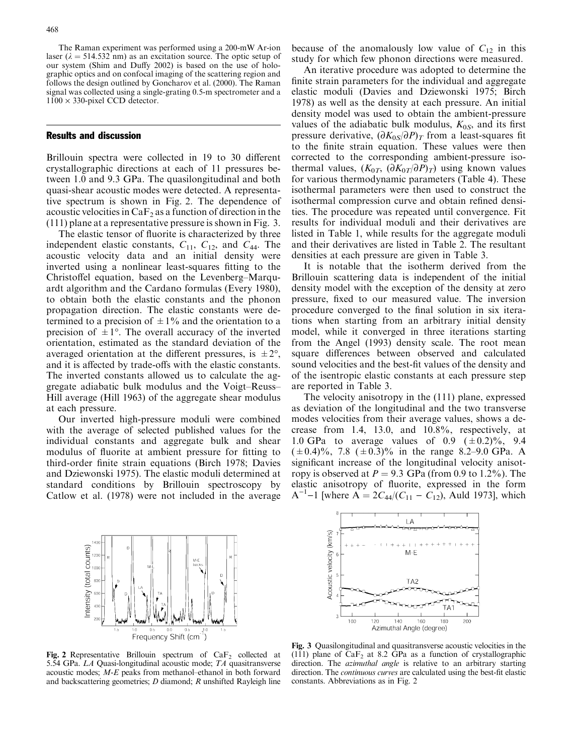The Raman experiment was performed using a 200-mW Ar-ion laser ($\lambda = 514.532$ nm) as an excitation source. The optic setup of our system (Shim and Duffy 2002) is based on the use of holographic optics and on confocal imaging of the scattering region and follows the design outlined by Goncharov et al. (2000). The Raman signal was collected using a single-grating 0.5-m spectrometer and a $1100 \times 330$-pixel CCD detector.

## Results and discussion

Brillouin spectra were collected in 19 to 30 different crystallographic directions at each of 11 pressures between 1.0 and 9.3 GPa. The quasilongitudinal and both quasi-shear acoustic modes were detected. A representative spectrum is shown in Fig. 2. The dependence of acoustic velocities in $CaF_2$ as a function of direction in the (111) plane at a representative pressure is shown in Fig. 3.

The elastic tensor of fluorite is characterized by three independent elastic constants, $C_{11}$, $C_{12}$, and $C_{44}$. The acoustic velocity data and an initial density were inverted using a nonlinear least-squares fitting to the Christoffel equation, based on the Levenberg–Marquardt algorithm and the Cardano formulas (Every 1980), to obtain both the elastic constants and the phonon propagation direction. The elastic constants were determined to a precision of $\pm 1\%$ and the orientation to a precision of $\pm 1°$. The overall accuracy of the inverted orientation, estimated as the standard deviation of the averaged orientation at the different pressures, is $\pm 2°$, and it is affected by trade-offs with the elastic constants. The inverted constants allowed us to calculate the aggregate adiabatic bulk modulus and the Voigt–Reuss–Hill average (Hill 1963) of the aggregate shear modulus at each pressure.

Our inverted high-pressure moduli were combined with the average of selected published values for the individual constants and aggregate bulk and shear modulus of fluorite at ambient pressure for fitting to third-order finite strain equations (Birch 1978; Davies and Dziewonski 1975). The elastic moduli determined at standard conditions by Brillouin spectroscopy by Catlow et al. (1978) were not included in the average because of the anomalously low value of $C_{12}$ in this study for which few phonon directions were measured.

An iterative procedure was adopted to determine the finite strain parameters for the individual and aggregate elastic moduli (Davies and Dziewonski 1975; Birch 1978) as well as the density at each pressure. An initial density model was used to obtain the ambient-pressure values of the adiabatic bulk modulus, $K_{0S}$, and its first pressure derivative, $(\partial K_{0S}/\partial P)_T$ from a least-squares fit to the finite strain equation. These values were then corrected to the corresponding ambient-pressure isothermal values, ($K_{0T}$, $(\partial K_{0T}/\partial P)_T$) using known values for various thermodynamic parameters (Table 4). These isothermal parameters were then used to construct the isothermal compression curve and obtain refined densities. The procedure was repeated until convergence. Fit results for individual moduli and their derivatives are listed in Table 1, while results for the aggregate moduli and their derivatives are listed in Table 2. The resultant densities at each pressure are given in Table 3.

It is notable that the isotherm derived from the Brillouin scattering data is independent of the initial density model with the exception of the density at zero pressure, fixed to our measured value. The inversion procedure converged to the final solution in six iterations when starting from an arbitrary initial density model, while it converged in three iterations starting from the Angel (1993) density scale. The root mean square differences between observed and calculated sound velocities and the best-fit values of the density and of the isentropic elastic constants at each pressure step are reported in Table 3.

The velocity anisotropy in the (111) plane, expressed as deviation of the longitudinal and the two transverse modes velocities from their average values, shows a decrease from 1.4, 13.0, and 10.8%, respectively, at 1.0 GPa to average values of 0.9 ($\pm 0.2$)%, 9.4 ($\pm 0.4$)%, 7.8 ($\pm 0.3$)% in the range 8.2–9.0 GPa. A significant increase of the longitudinal velocity anisotropy is observed at $P = 9.3$ GPa (from 0.9 to 1.2%). The elastic anisotropy of fluorite, expressed in the form $A^{-1}-1$ [where $A = 2C_{44}/(C_{11} - C_{12})$, Auld 1973], which

**Fig. 2** Representative Brillouin spectrum of $CaF_2$ collected at 5.54 GPa. *LA* Quasi-longitudinal acoustic mode; *TA* quasitransverse acoustic modes; *M-E* peaks from methanol–ethanol in both forward and backscattering geometries; *D* diamond; *R* unshifted Rayleigh line

**Fig. 3** Quasilongitudinal and quasitransverse acoustic velocities in the (111) plane of $CaF_2$ at 8.2 GPa as a function of crystallographic direction. The *azimuthal angle* is relative to an arbitrary starting direction. The *continuous curves* are calculated using the best-fit elastic constants. Abbreviations as in Fig. 2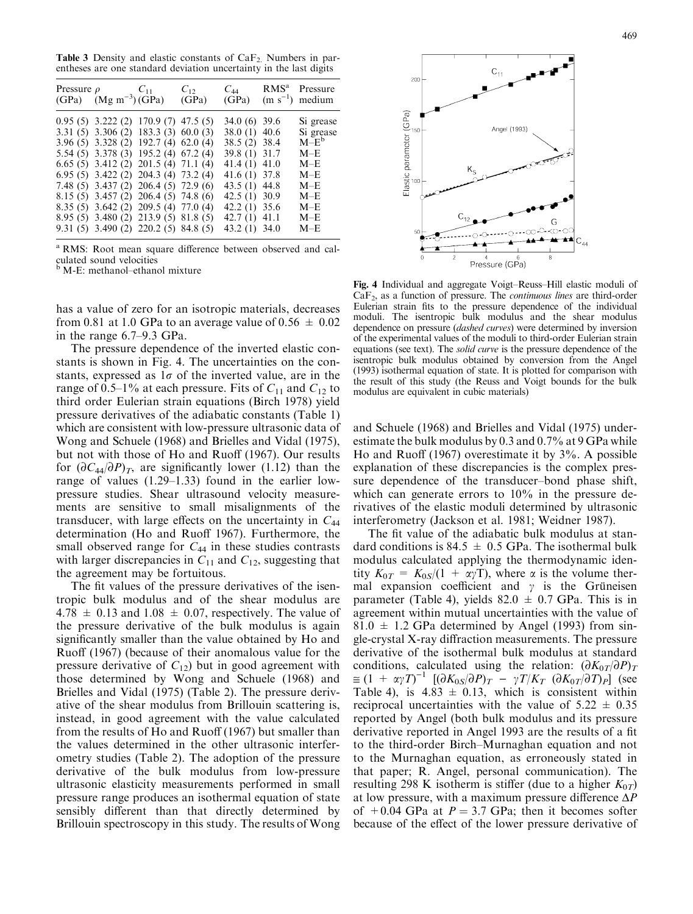**Table 3** Density and elastic constants of $CaF_2$. Numbers in parentheses are one standard deviation uncertainty in the last digits

| Pressure (GPa) | $\rho$ (Mg m$^{-3}$) | $C_{11}$ (GPa) | $C_{12}$ (GPa) | $C_{44}$ (GPa) | RMS[a] (m s$^{-1}$) | Pressure medium |
|---|---|---|---|---|---|---|
| 0.95 (5) | 3.222 (2) | 170.9 (7) | 47.5 (5) | 34.0 (6) | 39.6 | Si grease |
| 3.31 (5) | 3.306 (2) | 183.3 (3) | 60.0 (3) | 38.0 (1) | 40.6 | Si grease |
| 3.96 (5) | 3.328 (2) | 192.7 (4) | 62.0 (4) | 38.5 (2) | 38.4 | M–E[b] |
| 5.54 (5) | 3.378 (3) | 195.2 (4) | 67.2 (4) | 39.8 (1) | 31.7 | M–E |
| 6.65 (5) | 3.412 (2) | 201.5 (4) | 71.1 (4) | 41.4 (1) | 41.0 | M–E |
| 6.95 (5) | 3.422 (2) | 204.3 (4) | 73.2 (4) | 41.6 (1) | 37.8 | M–E |
| 7.48 (5) | 3.437 (2) | 206.4 (5) | 72.9 (6) | 43.5 (1) | 44.8 | M–E |
| 8.15 (5) | 3.457 (2) | 206.4 (5) | 74.8 (6) | 42.5 (1) | 30.9 | M–E |
| 8.35 (5) | 3.642 (2) | 209.5 (4) | 77.0 (4) | 42.2 (1) | 35.6 | M–E |
| 8.95 (5) | 3.480 (2) | 213.9 (5) | 81.8 (5) | 42.7 (1) | 41.1 | M–E |
| 9.31 (5) | 3.490 (2) | 220.2 (5) | 84.8 (5) | 43.2 (1) | 34.0 | M–E |

[a] RMS: Root mean square difference between observed and calculated sound velocities
[b] M-E: methanol–ethanol mixture

has a value of zero for an isotropic materials, decreases from 0.81 at 1.0 GPa to an average value of $0.56 \pm 0.02$ in the range 6.7–9.3 GPa.

The pressure dependence of the inverted elastic constants is shown in Fig. 4. The uncertainties on the constants, expressed as $1\sigma$ of the inverted value, are in the range of 0.5–1% at each pressure. Fits of $C_{11}$ and $C_{12}$ to third order Eulerian strain equations (Birch 1978) yield pressure derivatives of the adiabatic constants (Table 1) which are consistent with low-pressure ultrasonic data of Wong and Schuele (1968) and Brielles and Vidal (1975), but not with those of Ho and Ruoff (1967). Our results for $(\partial C_{44}/\partial P)_T$, are significantly lower (1.12) than the range of values (1.29–1.33) found in the earlier low-pressure studies. Shear ultrasound velocity measurements are sensitive to small misalignments of the transducer, with large effects on the uncertainty in $C_{44}$ determination (Ho and Ruoff 1967). Furthermore, the small observed range for $C_{44}$ in these studies contrasts with larger discrepancies in $C_{11}$ and $C_{12}$, suggesting that the agreement may be fortuitous.

The fit values of the pressure derivatives of the isentropic bulk modulus and of the shear modulus are $4.78 \pm 0.13$ and $1.08 \pm 0.07$, respectively. The value of the pressure derivative of the bulk modulus is again significantly smaller than the value obtained by Ho and Ruoff (1967) (because of their anomalous value for the pressure derivative of $C_{12}$) but in good agreement with those determined by Wong and Schuele (1968) and Brielles and Vidal (1975) (Table 2). The pressure derivative of the shear modulus from Brillouin scattering is, instead, in good agreement with the value calculated from the results of Ho and Ruoff (1967) but smaller than the values determined in the other ultrasonic interferometry studies (Table 2). The adoption of the pressure derivative of the bulk modulus from low-pressure ultrasonic elasticity measurements performed in small pressure range produces an isothermal equation of state sensibly different than that directly determined by Brillouin spectroscopy in this study. The results of Wong and Schuele (1968) and Brielles and Vidal (1975) underestimate the bulk modulus by 0.3 and 0.7% at 9 GPa while Ho and Ruoff (1967) overestimate it by 3%. A possible explanation of these discrepancies is the complex pressure dependence of the transducer–bond phase shift, which can generate errors to 10% in the pressure derivatives of the elastic moduli determined by ultrasonic interferometry (Jackson et al. 1981; Weidner 1987).

**Fig. 4** Individual and aggregate Voigt–Reuss–Hill elastic moduli of $CaF_2$, as a function of pressure. The *continuous lines* are third-order Eulerian strain fits to the pressure dependence of the individual moduli. The isentropic bulk modulus and the shear modulus dependence on pressure (*dashed curves*) were determined by inversion of the experimental values of the moduli to third-order Eulerian strain equations (see text). The *solid curve* is the pressure dependence of the isentropic bulk modulus obtained by conversion from the Angel (1993) isothermal equation of state. It is plotted for comparison with the result of this study (the Reuss and Voigt bounds for the bulk modulus are equivalent in cubic materials)

The fit value of the adiabatic bulk modulus at standard conditions is $84.5 \pm 0.5$ GPa. The isothermal bulk modulus calculated applying the thermodynamic identity $K_{0T} = K_{0S}/(1 + \alpha\gamma T)$, where $\alpha$ is the volume thermal expansion coefficient and $\gamma$ is the Grüneisen parameter (Table 4), yields $82.0 \pm 0.7$ GPa. This is in agreement within mutual uncertainties with the value of $81.0 \pm 1.2$ GPa determined by Angel (1993) from single-crystal X-ray diffraction measurements. The pressure derivative of the isothermal bulk modulus at standard conditions, calculated using the relation: $(\partial K_{0T}/\partial P)_T \cong (1 + \alpha\gamma T)^{-1} [(\partial K_{0S}/\partial P)_T - \gamma T/K_T \ (\partial K_{0T}/\partial T)_P]$ (see Table 4), is $4.83 \pm 0.13$, which is consistent within reciprocal uncertainties with the value of $5.22 \pm 0.35$ reported by Angel (both bulk modulus and its pressure derivative reported in Angel 1993 are the results of a fit to the third-order Birch–Murnaghan equation and not to the Murnaghan equation, as erroneously stated in that paper; R. Angel, personal communication). The resulting 298 K isotherm is stiffer (due to a higher $K_{0T}$) at low pressure, with a maximum pressure difference $\Delta P$ of $+0.04$ GPa at $P = 3.7$ GPa; then it becomes softer because of the effect of the lower pressure derivative of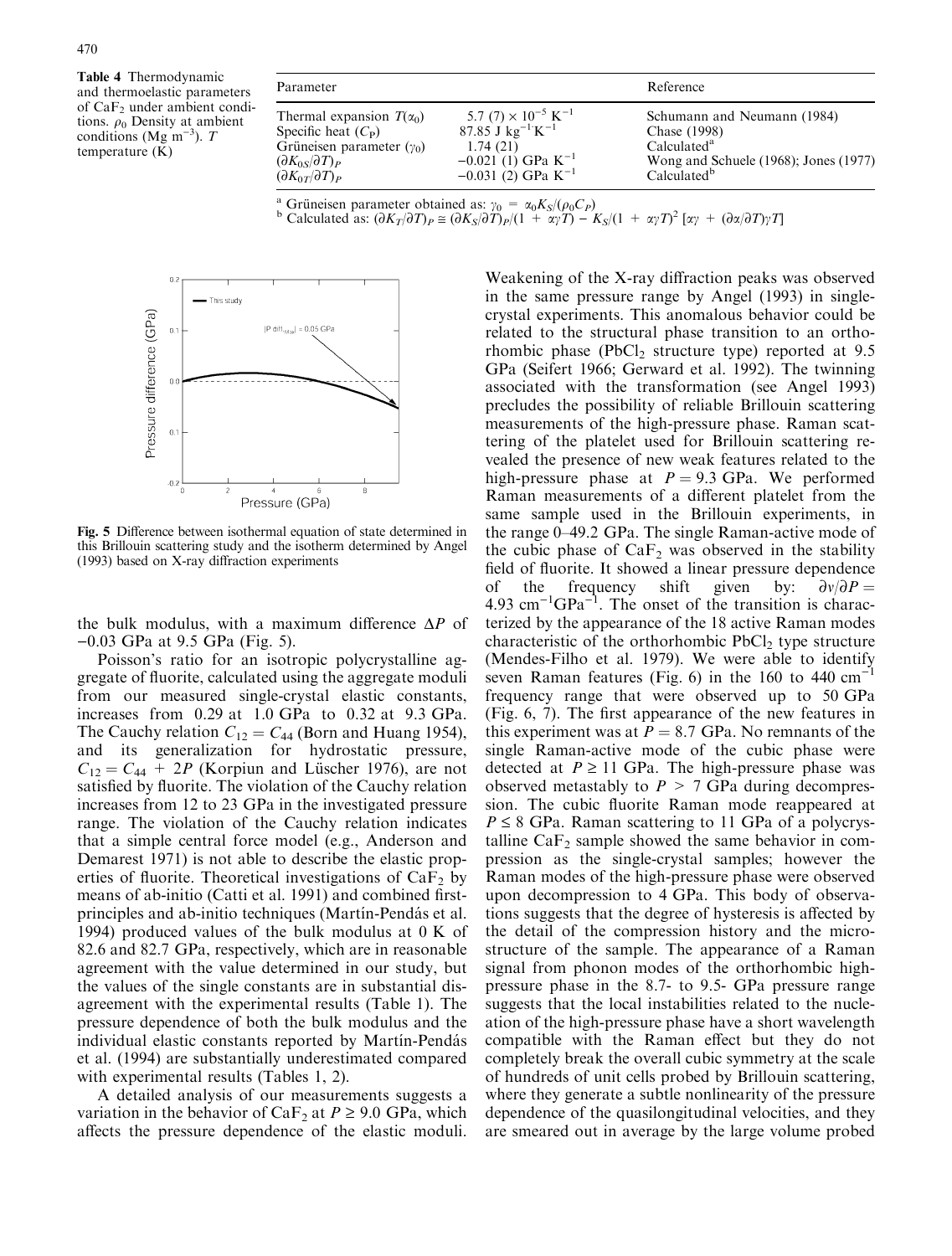**Table 4** Thermodynamic and thermoelastic parameters of $CaF_2$ under ambient conditions. $\rho_0$ Density at ambient conditions (Mg m$^{-3}$). $T$ temperature (K)

| Parameter | | Reference |
|---|---|---|
| Thermal expansion $T(\alpha_0)$ | $5.7\ (7) \times 10^{-5}$ K$^{-1}$ | Schumann and Neumann (1984) |
| Specific heat ($C_P$) | 87.85 J kg$^{-1}$K$^{-1}$ | Chase (1998) |
| Grüneisen parameter ($\gamma_0$) | 1.74 (21) | Calculated[a] |
| $(\partial K_{0S}/\partial T)_P$ | $-0.021$ (1) GPa K$^{-1}$ | Wong and Schuele (1968); Jones (1977) |
| $(\partial K_{0T}/\partial T)_P$ | $-0.031$ (2) GPa K$^{-1}$ | Calculated[b] |

[a] Grüneisen parameter obtained as: $\gamma_0 = \alpha_0 K_S/(\rho_0 C_P)$
[b] Calculated as: $(\partial K_T/\partial T)_P \cong (\partial K_S/\partial T)_P/(1 + \alpha\gamma T) - K_S/(1 + \alpha\gamma T)^2\,[\alpha\gamma + (\partial\alpha/\partial T)\gamma T]$

**Fig. 5** Difference between isothermal equation of state determined in this Brillouin scattering study and the isotherm determined by Angel (1993) based on X-ray diffraction experiments

the bulk modulus, with a maximum difference $\Delta P$ of $-0.03$ GPa at 9.5 GPa (Fig. 5).

Poisson's ratio for an isotropic polycrystalline aggregate of fluorite, calculated using the aggregate moduli from our measured single-crystal elastic constants, increases from 0.29 at 1.0 GPa to 0.32 at 9.3 GPa. The Cauchy relation $C_{12} = C_{44}$ (Born and Huang 1954), and its generalization for hydrostatic pressure, $C_{12} = C_{44} + 2P$ (Korpiun and Lüscher 1976), are not satisfied by fluorite. The violation of the Cauchy relation increases from 12 to 23 GPa in the investigated pressure range. The violation of the Cauchy relation indicates that a simple central force model (e.g., Anderson and Demarest 1971) is not able to describe the elastic properties of fluorite. Theoretical investigations of $CaF_2$ by means of ab-initio (Catti et al. 1991) and combined first-principles and ab-initio techniques (Martín-Pendás et al. 1994) produced values of the bulk modulus at 0 K of 82.6 and 82.7 GPa, respectively, which are in reasonable agreement with the value determined in our study, but the values of the single constants are in substantial disagreement with the experimental results (Table 1). The pressure dependence of both the bulk modulus and the individual elastic constants reported by Martín-Pendás et al. (1994) are substantially underestimated compared with experimental results (Tables 1, 2).

A detailed analysis of our measurements suggests a variation in the behavior of $CaF_2$ at $P \geq 9.0$ GPa, which affects the pressure dependence of the elastic moduli. Weakening of the X-ray diffraction peaks was observed in the same pressure range by Angel (1993) in single-crystal experiments. This anomalous behavior could be related to the structural phase transition to an orthorhombic phase ($PbCl_2$ structure type) reported at 9.5 GPa (Seifert 1966; Gerward et al. 1992). The twinning associated with the transformation (see Angel 1993) precludes the possibility of reliable Brillouin scattering measurements of the high-pressure phase. Raman scattering of the platelet used for Brillouin scattering revealed the presence of new weak features related to the high-pressure phase at $P = 9.3$ GPa. We performed Raman measurements of a different platelet from the same sample used in the Brillouin experiments, in the range 0–49.2 GPa. The single Raman-active mode of the cubic phase of $CaF_2$ was observed in the stability field of fluorite. It showed a linear pressure dependence of the frequency shift given by: $\partial\nu/\partial P = 4.93$ cm$^{-1}$GPa$^{-1}$. The onset of the transition is characterized by the appearance of the 18 active Raman modes characteristic of the orthorhombic $PbCl_2$ type structure (Mendes-Filho et al. 1979). We were able to identify seven Raman features (Fig. 6) in the 160 to 440 cm$^{-1}$ frequency range that were observed up to 50 GPa (Fig. 6, 7). The first appearance of the new features in this experiment was at $P = 8.7$ GPa. No remnants of the single Raman-active mode of the cubic phase were detected at $P \geq 11$ GPa. The high-pressure phase was observed metastably to $P > 7$ GPa during decompression. The cubic fluorite Raman mode reappeared at $P \leq 8$ GPa. Raman scattering to 11 GPa of a polycrystalline $CaF_2$ sample showed the same behavior in compression as the single-crystal samples; however the Raman modes of the high-pressure phase were observed upon decompression to 4 GPa. This body of observations suggests that the degree of hysteresis is affected by the detail of the compression history and the microstructure of the sample. The appearance of a Raman signal from phonon modes of the orthorhombic high-pressure phase in the 8.7- to 9.5- GPa pressure range suggests that the local instabilities related to the nucleation of the high-pressure phase have a short wavelength compatible with the Raman effect but they do not completely break the overall cubic symmetry at the scale of hundreds of unit cells probed by Brillouin scattering, where they generate a subtle nonlinearity of the pressure dependence of the quasilongitudinal velocities, and they are smeared out in average by the large volume probed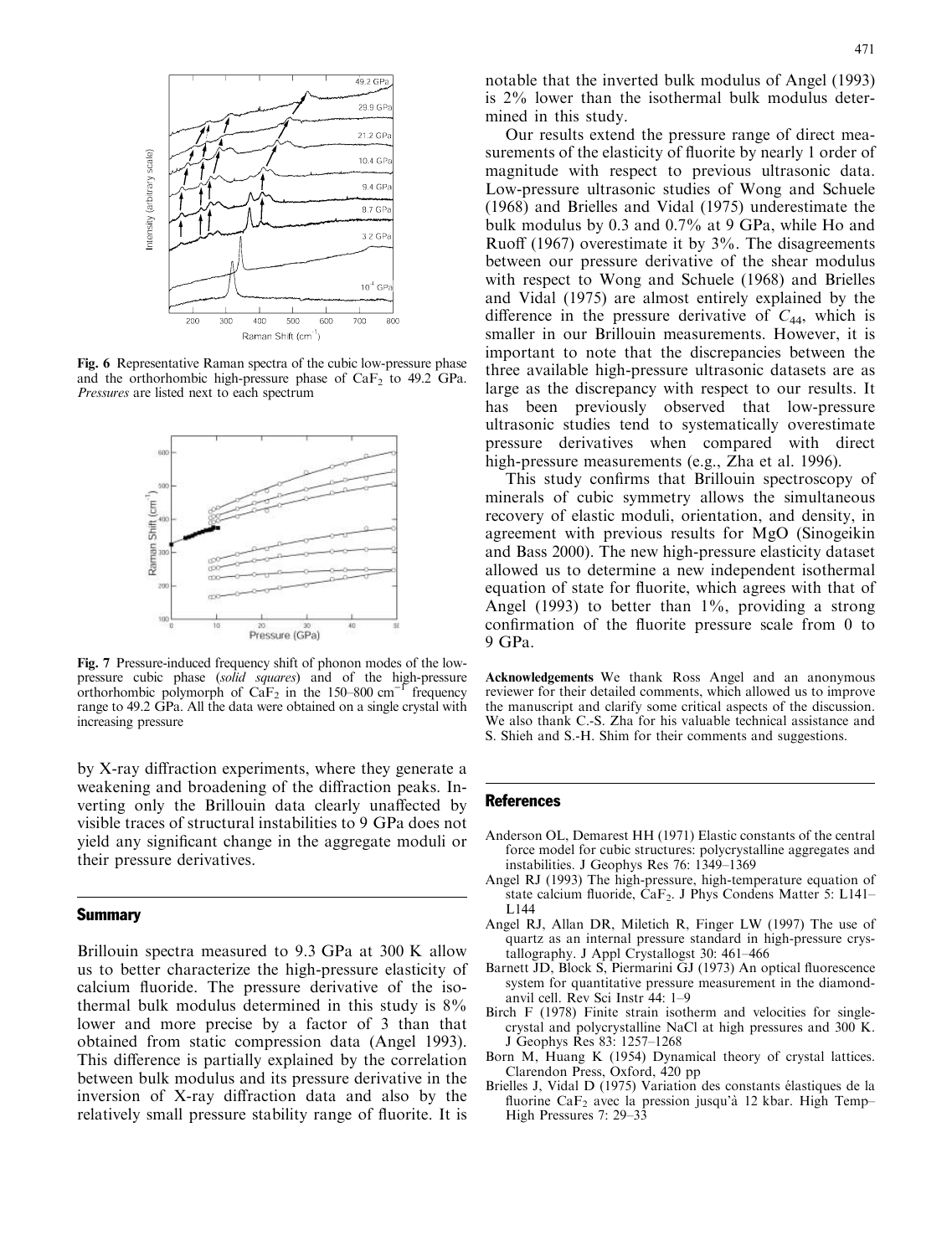Fig. 6 Representative Raman spectra of the cubic low-pressure phase and the orthorhombic high-pressure phase of $CaF_2$ to 49.2 GPa. *Pressures* are listed next to each spectrum

Fig. 7 Pressure-induced frequency shift of phonon modes of the low-pressure cubic phase (*solid squares*) and of the high-pressure orthorhombic polymorph of $CaF_2$ in the 150–800 $cm^{-1}$ frequency range to 49.2 GPa. All the data were obtained on a single crystal with increasing pressure

by X-ray diffraction experiments, where they generate a weakening and broadening of the diffraction peaks. Inverting only the Brillouin data clearly unaffected by visible traces of structural instabilities to 9 GPa does not yield any significant change in the aggregate moduli or their pressure derivatives.

## Summary

Brillouin spectra measured to 9.3 GPa at 300 K allow us to better characterize the high-pressure elasticity of calcium fluoride. The pressure derivative of the isothermal bulk modulus determined in this study is 8% lower and more precise by a factor of 3 than that obtained from static compression data (Angel 1993). This difference is partially explained by the correlation between bulk modulus and its pressure derivative in the inversion of X-ray diffraction data and also by the relatively small pressure stability range of fluorite. It is notable that the inverted bulk modulus of Angel (1993) is 2% lower than the isothermal bulk modulus determined in this study.

Our results extend the pressure range of direct measurements of the elasticity of fluorite by nearly 1 order of magnitude with respect to previous ultrasonic data. Low-pressure ultrasonic studies of Wong and Schuele (1968) and Brielles and Vidal (1975) underestimate the bulk modulus by 0.3 and 0.7% at 9 GPa, while Ho and Ruoff (1967) overestimate it by 3%. The disagreements between our pressure derivative of the shear modulus with respect to Wong and Schuele (1968) and Brielles and Vidal (1975) are almost entirely explained by the difference in the pressure derivative of $C_{44}$, which is smaller in our Brillouin measurements. However, it is important to note that the discrepancies between the three available high-pressure ultrasonic datasets are as large as the discrepancy with respect to our results. It has been previously observed that low-pressure ultrasonic studies tend to systematically overestimate pressure derivatives when compared with direct high-pressure measurements (e.g., Zha et al. 1996).

This study confirms that Brillouin spectroscopy of minerals of cubic symmetry allows the simultaneous recovery of elastic moduli, orientation, and density, in agreement with previous results for MgO (Sinogeikin and Bass 2000). The new high-pressure elasticity dataset allowed us to determine a new independent isothermal equation of state for fluorite, which agrees with that of Angel (1993) to better than 1%, providing a strong confirmation of the fluorite pressure scale from 0 to 9 GPa.

**Acknowledgements** We thank Ross Angel and an anonymous reviewer for their detailed comments, which allowed us to improve the manuscript and clarify some critical aspects of the discussion. We also thank C.-S. Zha for his valuable technical assistance and S. Shieh and S.-H. Shim for their comments and suggestions.

## References

Anderson OL, Demarest HH (1971) Elastic constants of the central force model for cubic structures: polycrystalline aggregates and instabilities. J Geophys Res 76: 1349–1369

Angel RJ (1993) The high-pressure, high-temperature equation of state calcium fluoride, $CaF_2$. J Phys Condens Matter 5: L141–L144

Angel RJ, Allan DR, Miletich R, Finger LW (1997) The use of quartz as an internal pressure standard in high-pressure crystallography. J Appl Crystallogst 30: 461–466

Barnett JD, Block S, Piermarini GJ (1973) An optical fluorescence system for quantitative pressure measurement in the diamond-anvil cell. Rev Sci Instr 44: 1–9

Birch F (1978) Finite strain isotherm and velocities for single-crystal and polycrystalline NaCl at high pressures and 300 K. J Geophys Res 83: 1257–1268

Born M, Huang K (1954) Dynamical theory of crystal lattices. Clarendon Press, Oxford, 420 pp

Brielles J, Vidal D (1975) Variation des constants élastiques de la fluorine $CaF_2$ avec la pression jusqu'à 12 kbar. High Temp–High Pressures 7: 29–33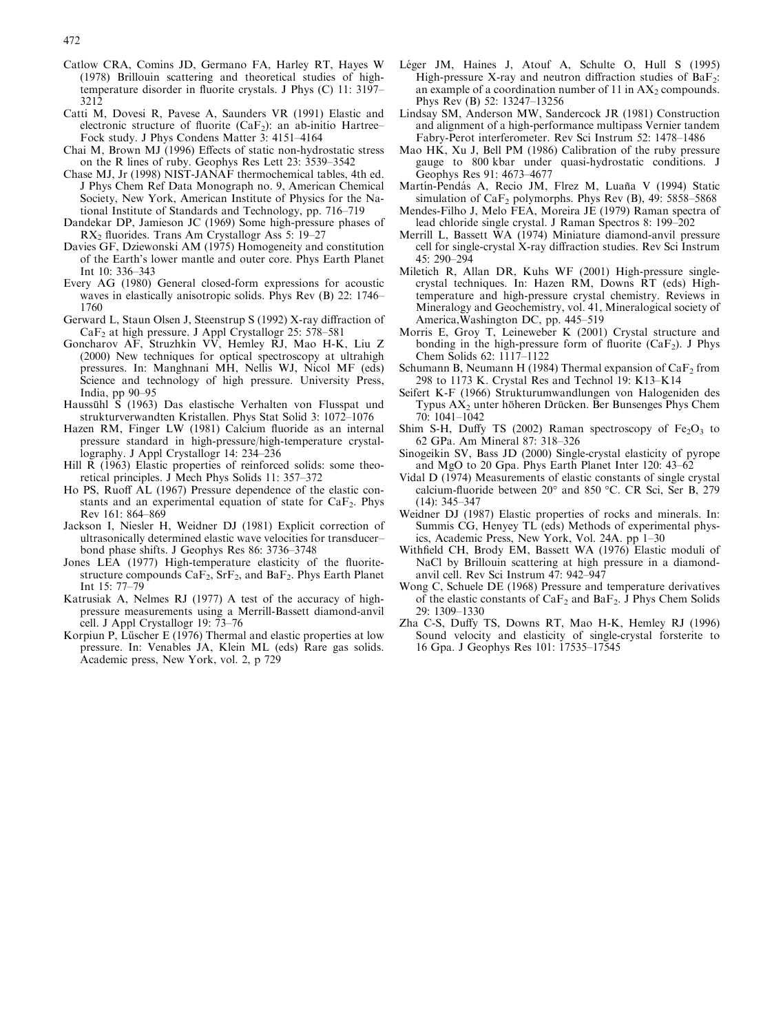Catlow CRA, Comins JD, Germano FA, Harley RT, Hayes W (1978) Brillouin scattering and theoretical studies of high-temperature disorder in fluorite crystals. J Phys (C) 11: 3197–3212

Catti M, Dovesi R, Pavese A, Saunders VR (1991) Elastic and electronic structure of fluorite ($CaF_2$): an ab-initio Hartree–Fock study. J Phys Condens Matter 3: 4151–4164

Chai M, Brown MJ (1996) Effects of static non-hydrostatic stress on the R lines of ruby. Geophys Res Lett 23: 3539–3542

Chase MJ, Jr (1998) NIST-JANAF thermochemical tables, 4th ed. J Phys Chem Ref Data Monograph no. 9, American Chemical Society, New York, American Institute of Physics for the National Institute of Standards and Technology, pp. 716–719

Dandekar DP, Jamieson JC (1969) Some high-pressure phases of $RX_2$ fluorides. Trans Am Crystallogr Ass 5: 19–27

Davies GF, Dziewonski AM (1975) Homogeneity and constitution of the Earth's lower mantle and outer core. Phys Earth Planet Int 10: 336–343

Every AG (1980) General closed-form expressions for acoustic waves in elastically anisotropic solids. Phys Rev (B) 22: 1746–1760

Gerward L, Staun Olsen J, Steenstrup S (1992) X-ray diffraction of $CaF_2$ at high pressure. J Appl Crystallogr 25: 578–581

Goncharov AF, Struzhkin VV, Hemley RJ, Mao H-K, Liu Z (2000) New techniques for optical spectroscopy at ultrahigh pressures. In: Manghnani MH, Nellis WJ, Nicol MF (eds) Science and technology of high pressure. University Press, India, pp 90–95

Haussühl S (1963) Das elastische Verhalten von Flusspat und strukturverwandten Kristallen. Phys Stat Solid 3: 1072–1076

Hazen RM, Finger LW (1981) Calcium fluoride as an internal pressure standard in high-pressure/high-temperature crystallography. J Appl Crystallogr 14: 234–236

Hill R (1963) Elastic properties of reinforced solids: some theoretical principles. J Mech Phys Solids 11: 357–372

Ho PS, Ruoff AL (1967) Pressure dependence of the elastic constants and an experimental equation of state for $CaF_2$. Phys Rev 161: 864–869

Jackson I, Niesler H, Weidner DJ (1981) Explicit correction of ultrasonically determined elastic wave velocities for transducer–bond phase shifts. J Geophys Res 86: 3736–3748

Jones LEA (1977) High-temperature elasticity of the fluorite-structure compounds $CaF_2$, $SrF_2$, and $BaF_2$. Phys Earth Planet Int 15: 77–79

Katrusiak A, Nelmes RJ (1977) A test of the accuracy of high-pressure measurements using a Merrill-Bassett diamond-anvil cell. J Appl Crystallogr 19: 73–76

Korpiun P, Lüscher E (1976) Thermal and elastic properties at low pressure. In: Venables JA, Klein ML (eds) Rare gas solids. Academic press, New York, vol. 2, p 729

Léger JM, Haines J, Atouf A, Schulte O, Hull S (1995) High-pressure X-ray and neutron diffraction studies of $BaF_2$: an example of a coordination number of 11 in $AX_2$ compounds. Phys Rev (B) 52: 13247–13256

Lindsay SM, Anderson MW, Sandercock JR (1981) Construction and alignment of a high-performance multipass Vernier tandem Fabry-Perot interferometer. Rev Sci Instrum 52: 1478–1486

Mao HK, Xu J, Bell PM (1986) Calibration of the ruby pressure gauge to 800 kbar under quasi-hydrostatic conditions. J Geophys Res 91: 4673–4677

Martín-Pendás A, Recio JM, Flrez M, Luaña V (1994) Static simulation of $CaF_2$ polymorphs. Phys Rev (B), 49: 5858–5868

Mendes-Filho J, Melo FEA, Moreira JE (1979) Raman spectra of lead chloride single crystal. J Raman Spectros 8: 199–202

Merrill L, Bassett WA (1974) Miniature diamond-anvil pressure cell for single-crystal X-ray diffraction studies. Rev Sci Instrum 45: 290–294

Miletich R, Allan DR, Kuhs WF (2001) High-pressure single-crystal techniques. In: Hazen RM, Downs RT (eds) High-temperature and high-pressure crystal chemistry. Reviews in Mineralogy and Geochemistry, vol. 41, Mineralogical society of America,Washington DC, pp. 445–519

Morris E, Groy T, Leineweber K (2001) Crystal structure and bonding in the high-pressure form of fluorite ($CaF_2$). J Phys Chem Solids 62: 1117–1122

Schumann B, Neumann H (1984) Thermal expansion of $CaF_2$ from 298 to 1173 K. Crystal Res and Technol 19: K13–K14

Seifert K-F (1966) Strukturumwandlungen von Halogeniden des Typus $AX_2$ unter höheren Drücken. Ber Bunsenges Phys Chem 70: 1041–1042

Shim S-H, Duffy TS (2002) Raman spectroscopy of $Fe_2O_3$ to 62 GPa. Am Mineral 87: 318–326

Sinogeikin SV, Bass JD (2000) Single-crystal elasticity of pyrope and MgO to 20 Gpa. Phys Earth Planet Inter 120: 43–62

Vidal D (1974) Measurements of elastic constants of single crystal calcium-fluoride between 20° and 850 °C. CR Sci, Ser B, 279 (14): 345–347

Weidner DJ (1987) Elastic properties of rocks and minerals. In: Summis CG, Henyey TL (eds) Methods of experimental physics, Academic Press, New York, Vol. 24A. pp 1–30

Withfield CH, Brody EM, Bassett WA (1976) Elastic moduli of NaCl by Brillouin scattering at high pressure in a diamond-anvil cell. Rev Sci Instrum 47: 942–947

Wong C, Schuele DE (1968) Pressure and temperature derivatives of the elastic constants of $CaF_2$ and $BaF_2$. J Phys Chem Solids 29: 1309–1330

Zha C-S, Duffy TS, Downs RT, Mao H-K, Hemley RJ (1996) Sound velocity and elasticity of single-crystal forsterite to 16 Gpa. J Geophys Res 101: 17535–17545